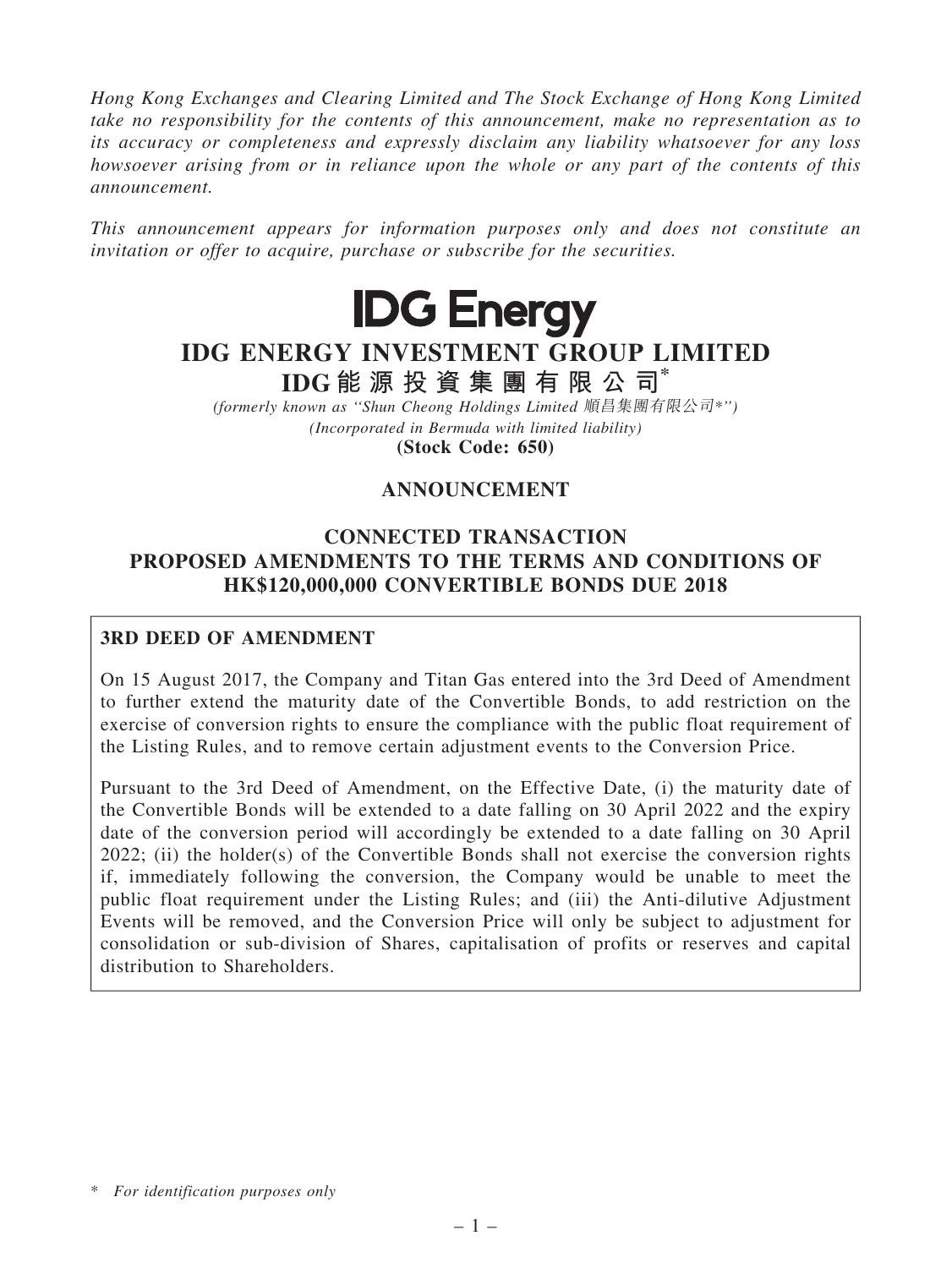*Hong Kong Exchanges and Clearing Limited and The Stock Exchange of Hong Kong Limited take no responsibility for the contents of this announcement, make no representation as to its accuracy or completeness and expressly disclaim any liability whatsoever for any loss howsoever arising from or in reliance upon the whole or any part of the contents of this announcement.*

*This announcement appears for information purposes only and does not constitute an invitation or offer to acquire, purchase or subscribe for the securities.*

**IDG Energy**

# IDG ENERGY INVESTMENT GROUP LIMITED

# IDG 能 源 投 資 集 團 有 限 公 司*

*(formerly known as "Shun Cheong Holdings Limited 順昌集團有限公司*")*

*(Incorporated in Bermuda with limited liability)*

**(Stock Code: 650)**

## ANNOUNCEMENT

## CONNECTED TRANSACTION
## PROPOSED AMENDMENTS TO THE TERMS AND CONDITIONS OF HK$120,000,000 CONVERTIBLE BONDS DUE 2018

**3RD DEED OF AMENDMENT**

On 15 August 2017, the Company and Titan Gas entered into the 3rd Deed of Amendment to further extend the maturity date of the Convertible Bonds, to add restriction on the exercise of conversion rights to ensure the compliance with the public float requirement of the Listing Rules, and to remove certain adjustment events to the Conversion Price.

Pursuant to the 3rd Deed of Amendment, on the Effective Date, (i) the maturity date of the Convertible Bonds will be extended to a date falling on 30 April 2022 and the expiry date of the conversion period will accordingly be extended to a date falling on 30 April 2022; (ii) the holder(s) of the Convertible Bonds shall not exercise the conversion rights if, immediately following the conversion, the Company would be unable to meet the public float requirement under the Listing Rules; and (iii) the Anti-dilutive Adjustment Events will be removed, and the Conversion Price will only be subject to adjustment for consolidation or sub-division of Shares, capitalisation of profits or reserves and capital distribution to Shareholders.

\* *For identification purposes only*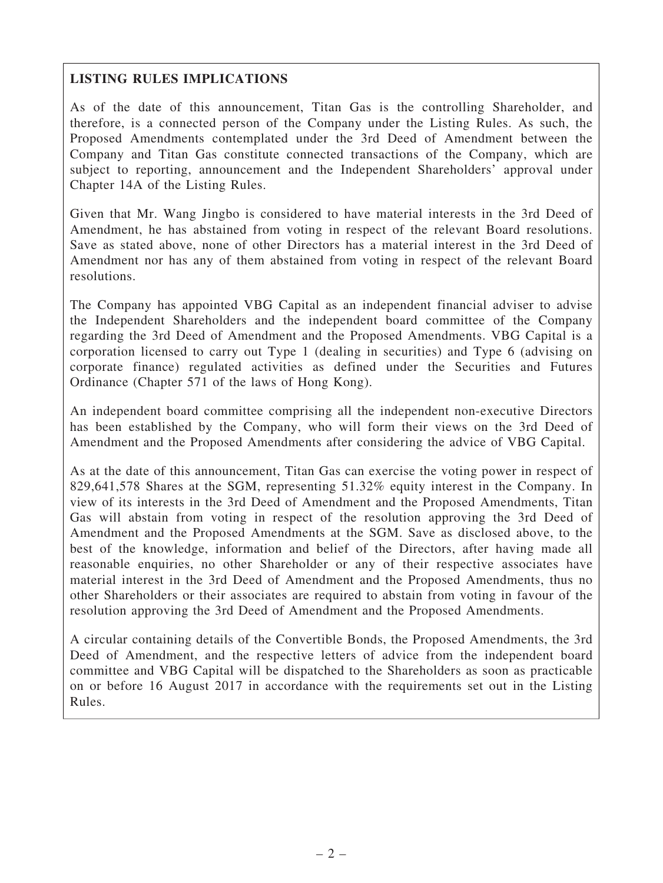**LISTING RULES IMPLICATIONS**

As of the date of this announcement, Titan Gas is the controlling Shareholder, and therefore, is a connected person of the Company under the Listing Rules. As such, the Proposed Amendments contemplated under the 3rd Deed of Amendment between the Company and Titan Gas constitute connected transactions of the Company, which are subject to reporting, announcement and the Independent Shareholders' approval under Chapter 14A of the Listing Rules.

Given that Mr. Wang Jingbo is considered to have material interests in the 3rd Deed of Amendment, he has abstained from voting in respect of the relevant Board resolutions. Save as stated above, none of other Directors has a material interest in the 3rd Deed of Amendment nor has any of them abstained from voting in respect of the relevant Board resolutions.

The Company has appointed VBG Capital as an independent financial adviser to advise the Independent Shareholders and the independent board committee of the Company regarding the 3rd Deed of Amendment and the Proposed Amendments. VBG Capital is a corporation licensed to carry out Type 1 (dealing in securities) and Type 6 (advising on corporate finance) regulated activities as defined under the Securities and Futures Ordinance (Chapter 571 of the laws of Hong Kong).

An independent board committee comprising all the independent non-executive Directors has been established by the Company, who will form their views on the 3rd Deed of Amendment and the Proposed Amendments after considering the advice of VBG Capital.

As at the date of this announcement, Titan Gas can exercise the voting power in respect of 829,641,578 Shares at the SGM, representing 51.32% equity interest in the Company. In view of its interests in the 3rd Deed of Amendment and the Proposed Amendments, Titan Gas will abstain from voting in respect of the resolution approving the 3rd Deed of Amendment and the Proposed Amendments at the SGM. Save as disclosed above, to the best of the knowledge, information and belief of the Directors, after having made all reasonable enquiries, no other Shareholder or any of their respective associates have material interest in the 3rd Deed of Amendment and the Proposed Amendments, thus no other Shareholders or their associates are required to abstain from voting in favour of the resolution approving the 3rd Deed of Amendment and the Proposed Amendments.

A circular containing details of the Convertible Bonds, the Proposed Amendments, the 3rd Deed of Amendment, and the respective letters of advice from the independent board committee and VBG Capital will be dispatched to the Shareholders as soon as practicable on or before 16 August 2017 in accordance with the requirements set out in the Listing Rules.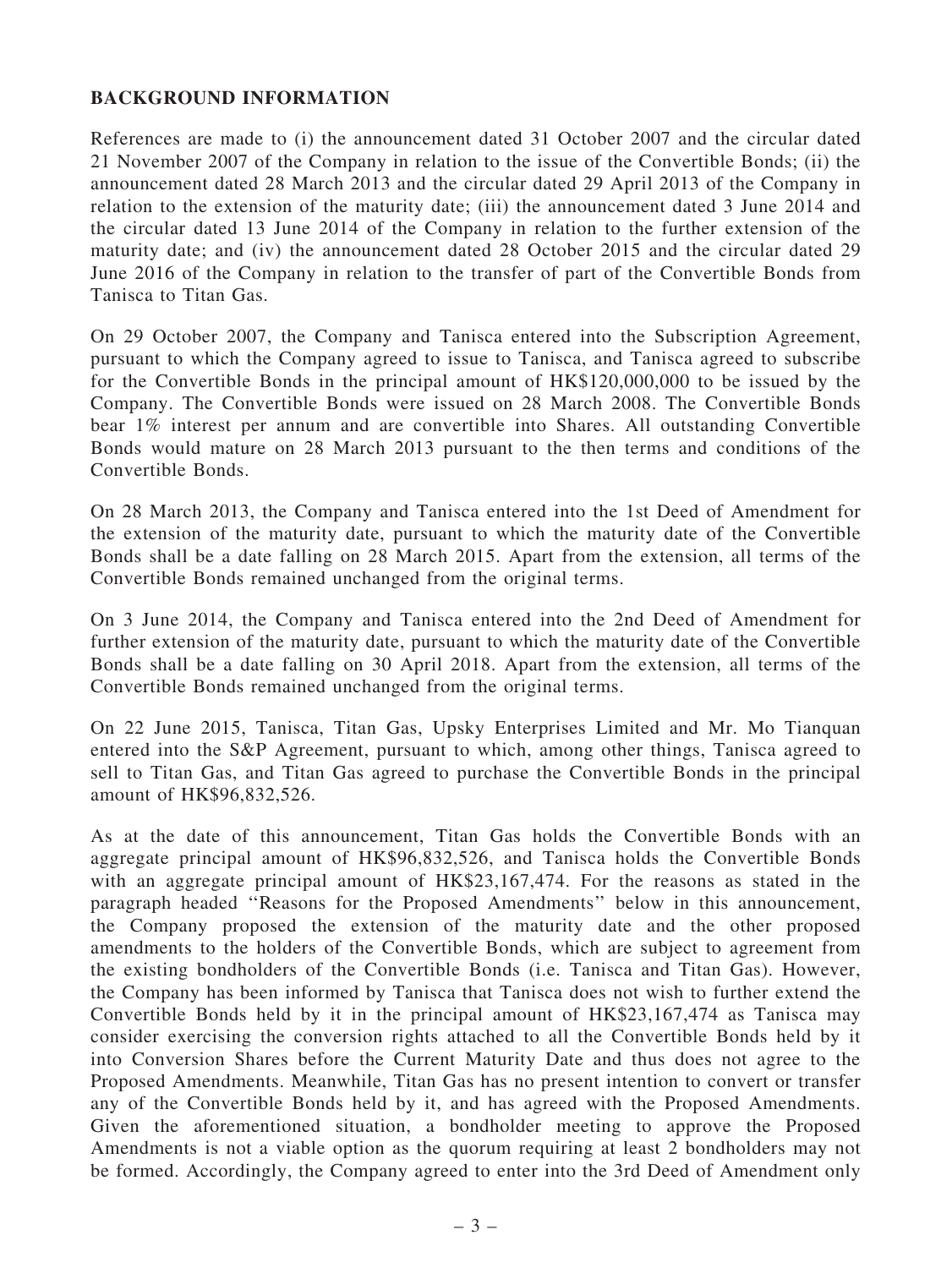## BACKGROUND INFORMATION

References are made to (i) the announcement dated 31 October 2007 and the circular dated 21 November 2007 of the Company in relation to the issue of the Convertible Bonds; (ii) the announcement dated 28 March 2013 and the circular dated 29 April 2013 of the Company in relation to the extension of the maturity date; (iii) the announcement dated 3 June 2014 and the circular dated 13 June 2014 of the Company in relation to the further extension of the maturity date; and (iv) the announcement dated 28 October 2015 and the circular dated 29 June 2016 of the Company in relation to the transfer of part of the Convertible Bonds from Tanisca to Titan Gas.

On 29 October 2007, the Company and Tanisca entered into the Subscription Agreement, pursuant to which the Company agreed to issue to Tanisca, and Tanisca agreed to subscribe for the Convertible Bonds in the principal amount of HK$120,000,000 to be issued by the Company. The Convertible Bonds were issued on 28 March 2008. The Convertible Bonds bear 1% interest per annum and are convertible into Shares. All outstanding Convertible Bonds would mature on 28 March 2013 pursuant to the then terms and conditions of the Convertible Bonds.

On 28 March 2013, the Company and Tanisca entered into the 1st Deed of Amendment for the extension of the maturity date, pursuant to which the maturity date of the Convertible Bonds shall be a date falling on 28 March 2015. Apart from the extension, all terms of the Convertible Bonds remained unchanged from the original terms.

On 3 June 2014, the Company and Tanisca entered into the 2nd Deed of Amendment for further extension of the maturity date, pursuant to which the maturity date of the Convertible Bonds shall be a date falling on 30 April 2018. Apart from the extension, all terms of the Convertible Bonds remained unchanged from the original terms.

On 22 June 2015, Tanisca, Titan Gas, Upsky Enterprises Limited and Mr. Mo Tianquan entered into the S&P Agreement, pursuant to which, among other things, Tanisca agreed to sell to Titan Gas, and Titan Gas agreed to purchase the Convertible Bonds in the principal amount of HK$96,832,526.

As at the date of this announcement, Titan Gas holds the Convertible Bonds with an aggregate principal amount of HK$96,832,526, and Tanisca holds the Convertible Bonds with an aggregate principal amount of HK$23,167,474. For the reasons as stated in the paragraph headed "Reasons for the Proposed Amendments" below in this announcement, the Company proposed the extension of the maturity date and the other proposed amendments to the holders of the Convertible Bonds, which are subject to agreement from the existing bondholders of the Convertible Bonds (i.e. Tanisca and Titan Gas). However, the Company has been informed by Tanisca that Tanisca does not wish to further extend the Convertible Bonds held by it in the principal amount of HK$23,167,474 as Tanisca may consider exercising the conversion rights attached to all the Convertible Bonds held by it into Conversion Shares before the Current Maturity Date and thus does not agree to the Proposed Amendments. Meanwhile, Titan Gas has no present intention to convert or transfer any of the Convertible Bonds held by it, and has agreed with the Proposed Amendments. Given the aforementioned situation, a bondholder meeting to approve the Proposed Amendments is not a viable option as the quorum requiring at least 2 bondholders may not be formed. Accordingly, the Company agreed to enter into the 3rd Deed of Amendment only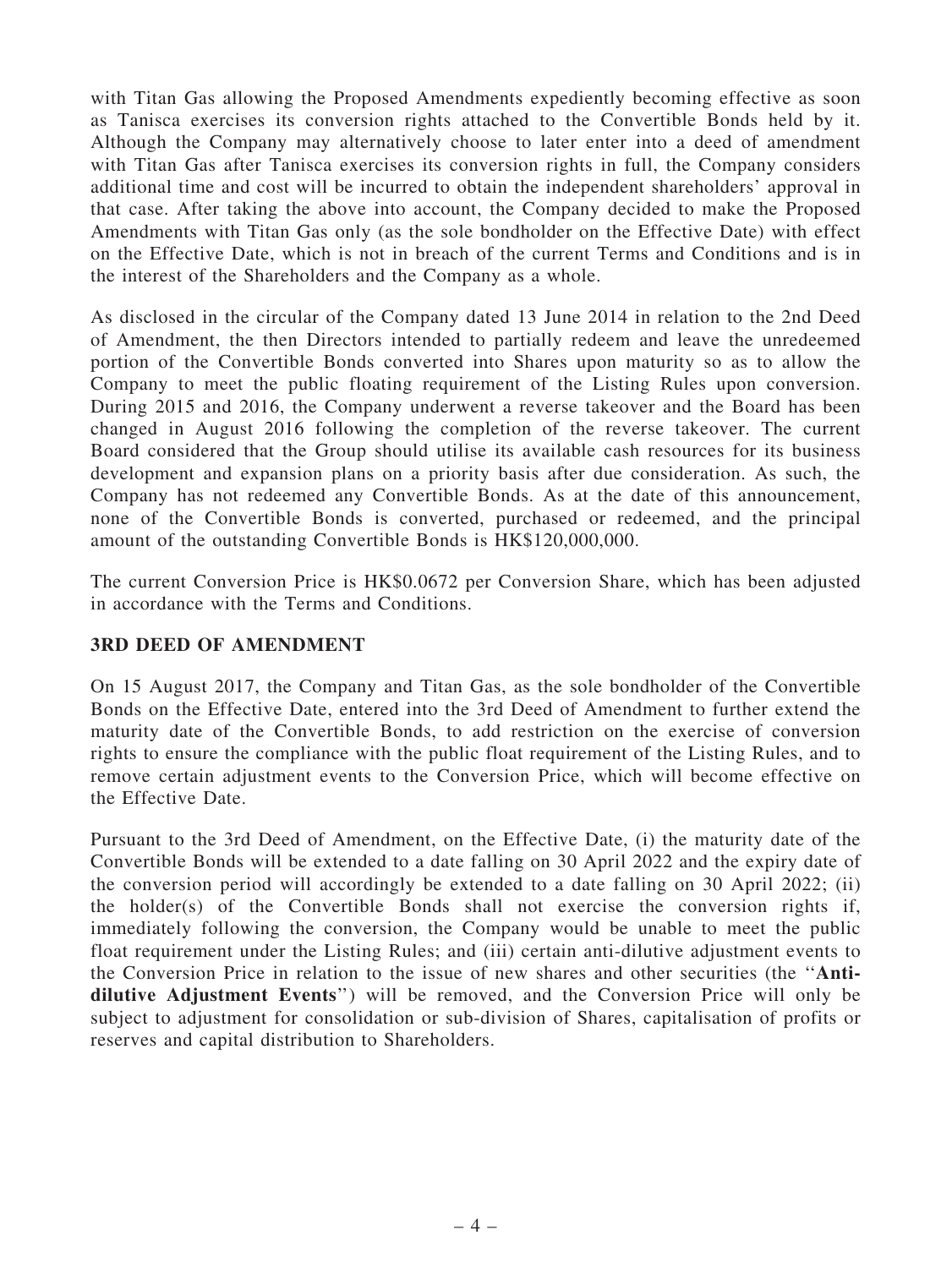with Titan Gas allowing the Proposed Amendments expediently becoming effective as soon as Tanisca exercises its conversion rights attached to the Convertible Bonds held by it. Although the Company may alternatively choose to later enter into a deed of amendment with Titan Gas after Tanisca exercises its conversion rights in full, the Company considers additional time and cost will be incurred to obtain the independent shareholders' approval in that case. After taking the above into account, the Company decided to make the Proposed Amendments with Titan Gas only (as the sole bondholder on the Effective Date) with effect on the Effective Date, which is not in breach of the current Terms and Conditions and is in the interest of the Shareholders and the Company as a whole.

As disclosed in the circular of the Company dated 13 June 2014 in relation to the 2nd Deed of Amendment, the then Directors intended to partially redeem and leave the unredeemed portion of the Convertible Bonds converted into Shares upon maturity so as to allow the Company to meet the public floating requirement of the Listing Rules upon conversion. During 2015 and 2016, the Company underwent a reverse takeover and the Board has been changed in August 2016 following the completion of the reverse takeover. The current Board considered that the Group should utilise its available cash resources for its business development and expansion plans on a priority basis after due consideration. As such, the Company has not redeemed any Convertible Bonds. As at the date of this announcement, none of the Convertible Bonds is converted, purchased or redeemed, and the principal amount of the outstanding Convertible Bonds is HK$120,000,000.

The current Conversion Price is HK$0.0672 per Conversion Share, which has been adjusted in accordance with the Terms and Conditions.

## 3RD DEED OF AMENDMENT

On 15 August 2017, the Company and Titan Gas, as the sole bondholder of the Convertible Bonds on the Effective Date, entered into the 3rd Deed of Amendment to further extend the maturity date of the Convertible Bonds, to add restriction on the exercise of conversion rights to ensure the compliance with the public float requirement of the Listing Rules, and to remove certain adjustment events to the Conversion Price, which will become effective on the Effective Date.

Pursuant to the 3rd Deed of Amendment, on the Effective Date, (i) the maturity date of the Convertible Bonds will be extended to a date falling on 30 April 2022 and the expiry date of the conversion period will accordingly be extended to a date falling on 30 April 2022; (ii) the holder(s) of the Convertible Bonds shall not exercise the conversion rights if, immediately following the conversion, the Company would be unable to meet the public float requirement under the Listing Rules; and (iii) certain anti-dilutive adjustment events to the Conversion Price in relation to the issue of new shares and other securities (the "**Anti-dilutive Adjustment Events**") will be removed, and the Conversion Price will only be subject to adjustment for consolidation or sub-division of Shares, capitalisation of profits or reserves and capital distribution to Shareholders.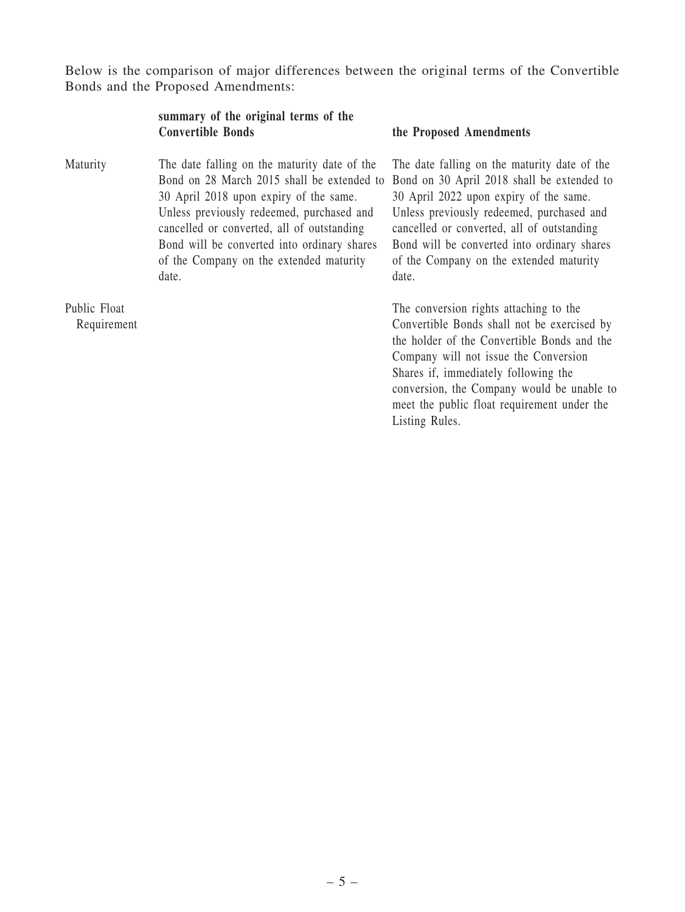Below is the comparison of major differences between the original terms of the Convertible Bonds and the Proposed Amendments:

| | **summary of the original terms of the Convertible Bonds** | **the Proposed Amendments** |
|---|---|---|
| Maturity | The date falling on the maturity date of the Bond on 28 March 2015 shall be extended to 30 April 2018 upon expiry of the same. Unless previously redeemed, purchased and cancelled or converted, all of outstanding Bond will be converted into ordinary shares of the Company on the extended maturity date. | The date falling on the maturity date of the Bond on 30 April 2018 shall be extended to 30 April 2022 upon expiry of the same. Unless previously redeemed, purchased and cancelled or converted, all of outstanding Bond will be converted into ordinary shares of the Company on the extended maturity date. |
| Public Float Requirement | | The conversion rights attaching to the Convertible Bonds shall not be exercised by the holder of the Convertible Bonds and the Company will not issue the Conversion Shares if, immediately following the conversion, the Company would be unable to meet the public float requirement under the Listing Rules. |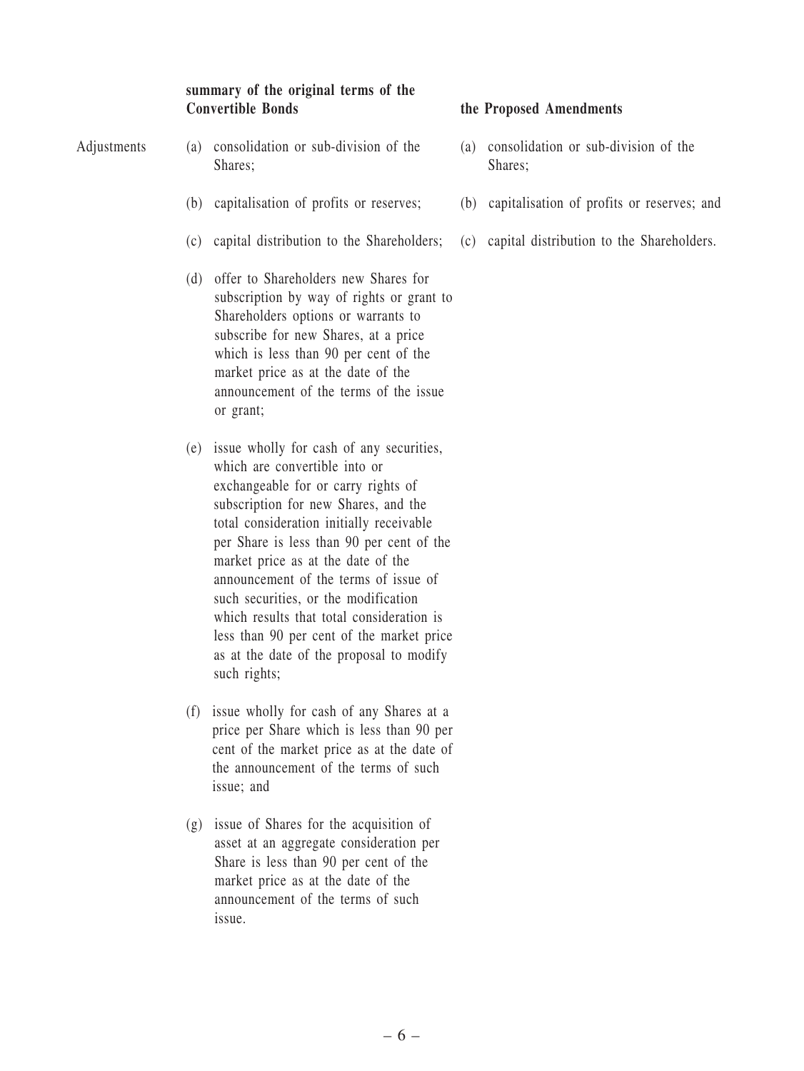| | summary of the original terms of the Convertible Bonds | the Proposed Amendments |
|---|---|---|
| Adjustments | (a) consolidation or sub-division of the Shares; | (a) consolidation or sub-division of the Shares; |
| | (b) capitalisation of profits or reserves; | (b) capitalisation of profits or reserves; and |
| | (c) capital distribution to the Shareholders; | (c) capital distribution to the Shareholders. |
| | (d) offer to Shareholders new Shares for subscription by way of rights or grant to Shareholders options or warrants to subscribe for new Shares, at a price which is less than 90 per cent of the market price as at the date of the announcement of the terms of the issue or grant; | |
| | (e) issue wholly for cash of any securities, which are convertible into or exchangeable for or carry rights of subscription for new Shares, and the total consideration initially receivable per Share is less than 90 per cent of the market price as at the date of the announcement of the terms of issue of such securities, or the modification which results that total consideration is less than 90 per cent of the market price as at the date of the proposal to modify such rights; | |
| | (f) issue wholly for cash of any Shares at a price per Share which is less than 90 per cent of the market price as at the date of the announcement of the terms of such issue; and | |
| | (g) issue of Shares for the acquisition of asset at an aggregate consideration per Share is less than 90 per cent of the market price as at the date of the announcement of the terms of such issue. | |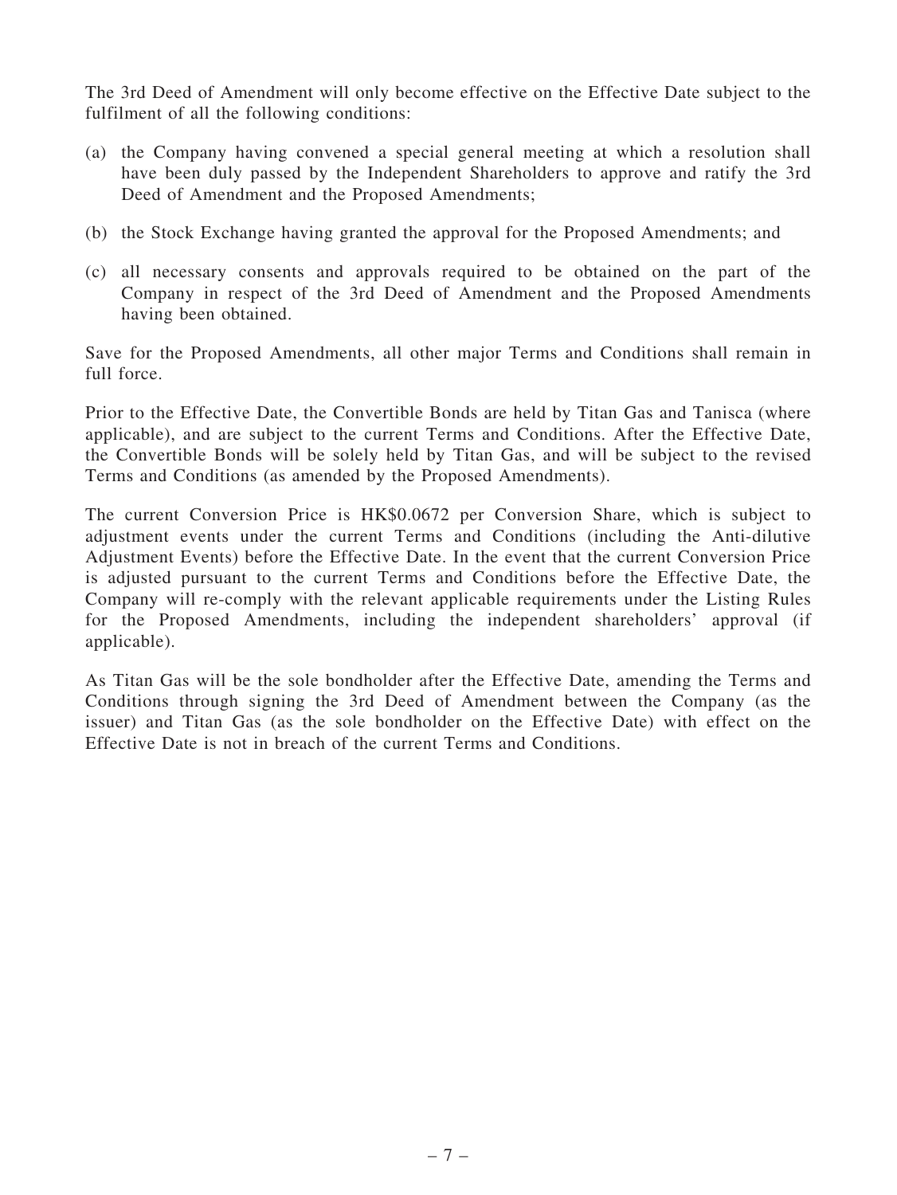The 3rd Deed of Amendment will only become effective on the Effective Date subject to the fulfilment of all the following conditions:

(a) the Company having convened a special general meeting at which a resolution shall have been duly passed by the Independent Shareholders to approve and ratify the 3rd Deed of Amendment and the Proposed Amendments;

(b) the Stock Exchange having granted the approval for the Proposed Amendments; and

(c) all necessary consents and approvals required to be obtained on the part of the Company in respect of the 3rd Deed of Amendment and the Proposed Amendments having been obtained.

Save for the Proposed Amendments, all other major Terms and Conditions shall remain in full force.

Prior to the Effective Date, the Convertible Bonds are held by Titan Gas and Tanisca (where applicable), and are subject to the current Terms and Conditions. After the Effective Date, the Convertible Bonds will be solely held by Titan Gas, and will be subject to the revised Terms and Conditions (as amended by the Proposed Amendments).

The current Conversion Price is HK$0.0672 per Conversion Share, which is subject to adjustment events under the current Terms and Conditions (including the Anti-dilutive Adjustment Events) before the Effective Date. In the event that the current Conversion Price is adjusted pursuant to the current Terms and Conditions before the Effective Date, the Company will re-comply with the relevant applicable requirements under the Listing Rules for the Proposed Amendments, including the independent shareholders' approval (if applicable).

As Titan Gas will be the sole bondholder after the Effective Date, amending the Terms and Conditions through signing the 3rd Deed of Amendment between the Company (as the issuer) and Titan Gas (as the sole bondholder on the Effective Date) with effect on the Effective Date is not in breach of the current Terms and Conditions.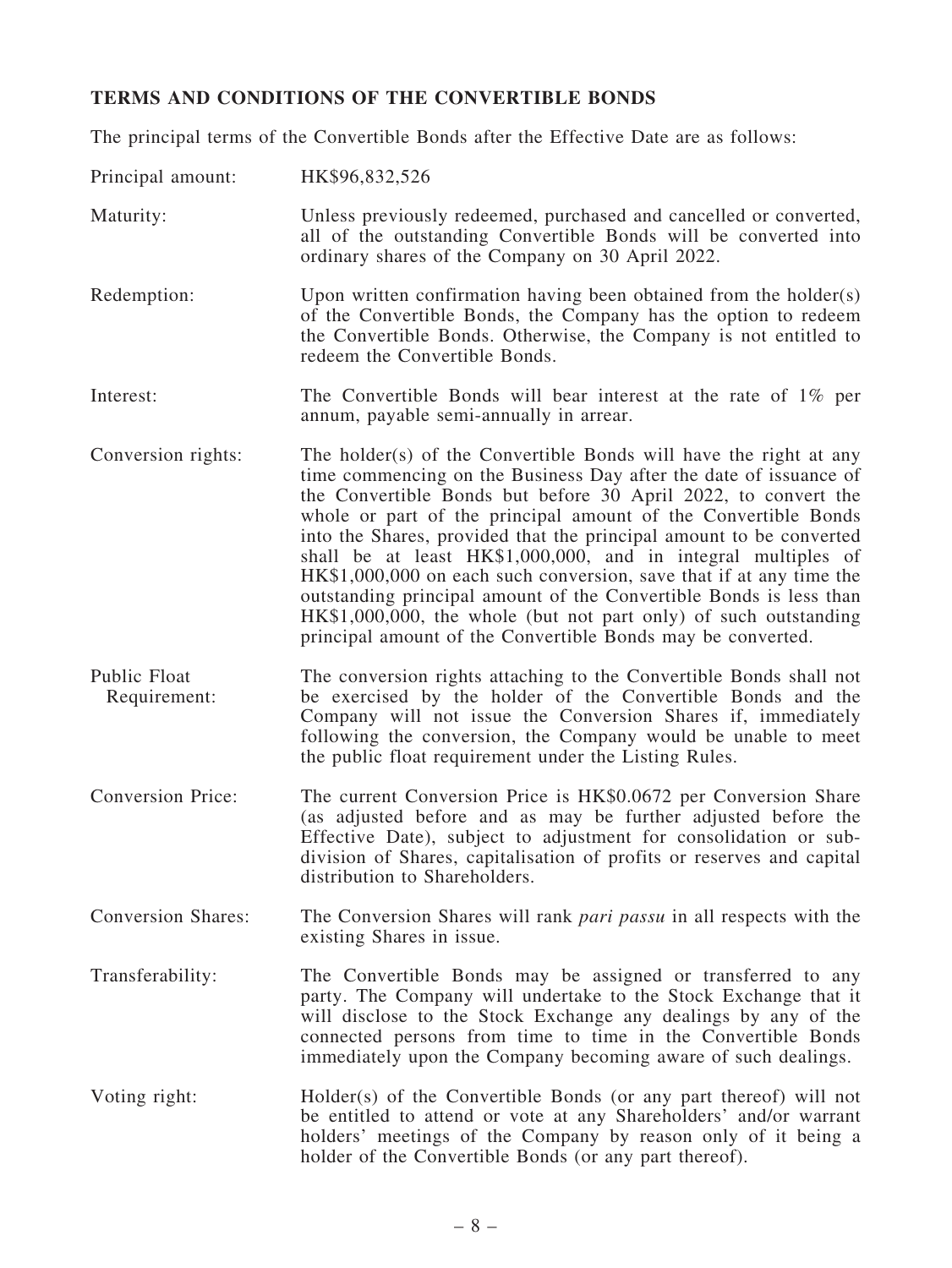## TERMS AND CONDITIONS OF THE CONVERTIBLE BONDS

The principal terms of the Convertible Bonds after the Effective Date are as follows:

| | |
|---|---|
| Principal amount: | HK$96,832,526 |
| Maturity: | Unless previously redeemed, purchased and cancelled or converted, all of the outstanding Convertible Bonds will be converted into ordinary shares of the Company on 30 April 2022. |
| Redemption: | Upon written confirmation having been obtained from the holder(s) of the Convertible Bonds, the Company has the option to redeem the Convertible Bonds. Otherwise, the Company is not entitled to redeem the Convertible Bonds. |
| Interest: | The Convertible Bonds will bear interest at the rate of 1% per annum, payable semi-annually in arrear. |
| Conversion rights: | The holder(s) of the Convertible Bonds will have the right at any time commencing on the Business Day after the date of issuance of the Convertible Bonds but before 30 April 2022, to convert the whole or part of the principal amount of the Convertible Bonds into the Shares, provided that the principal amount to be converted shall be at least HK$1,000,000, and in integral multiples of HK$1,000,000 on each such conversion, save that if at any time the outstanding principal amount of the Convertible Bonds is less than HK$1,000,000, the whole (but not part only) of such outstanding principal amount of the Convertible Bonds may be converted. |
| Public Float Requirement: | The conversion rights attaching to the Convertible Bonds shall not be exercised by the holder of the Convertible Bonds and the Company will not issue the Conversion Shares if, immediately following the conversion, the Company would be unable to meet the public float requirement under the Listing Rules. |
| Conversion Price: | The current Conversion Price is HK$0.0672 per Conversion Share (as adjusted before and as may be further adjusted before the Effective Date), subject to adjustment for consolidation or sub-division of Shares, capitalisation of profits or reserves and capital distribution to Shareholders. |
| Conversion Shares: | The Conversion Shares will rank *pari passu* in all respects with the existing Shares in issue. |
| Transferability: | The Convertible Bonds may be assigned or transferred to any party. The Company will undertake to the Stock Exchange that it will disclose to the Stock Exchange any dealings by any of the connected persons from time to time in the Convertible Bonds immediately upon the Company becoming aware of such dealings. |
| Voting right: | Holder(s) of the Convertible Bonds (or any part thereof) will not be entitled to attend or vote at any Shareholders' and/or warrant holders' meetings of the Company by reason only of it being a holder of the Convertible Bonds (or any part thereof). |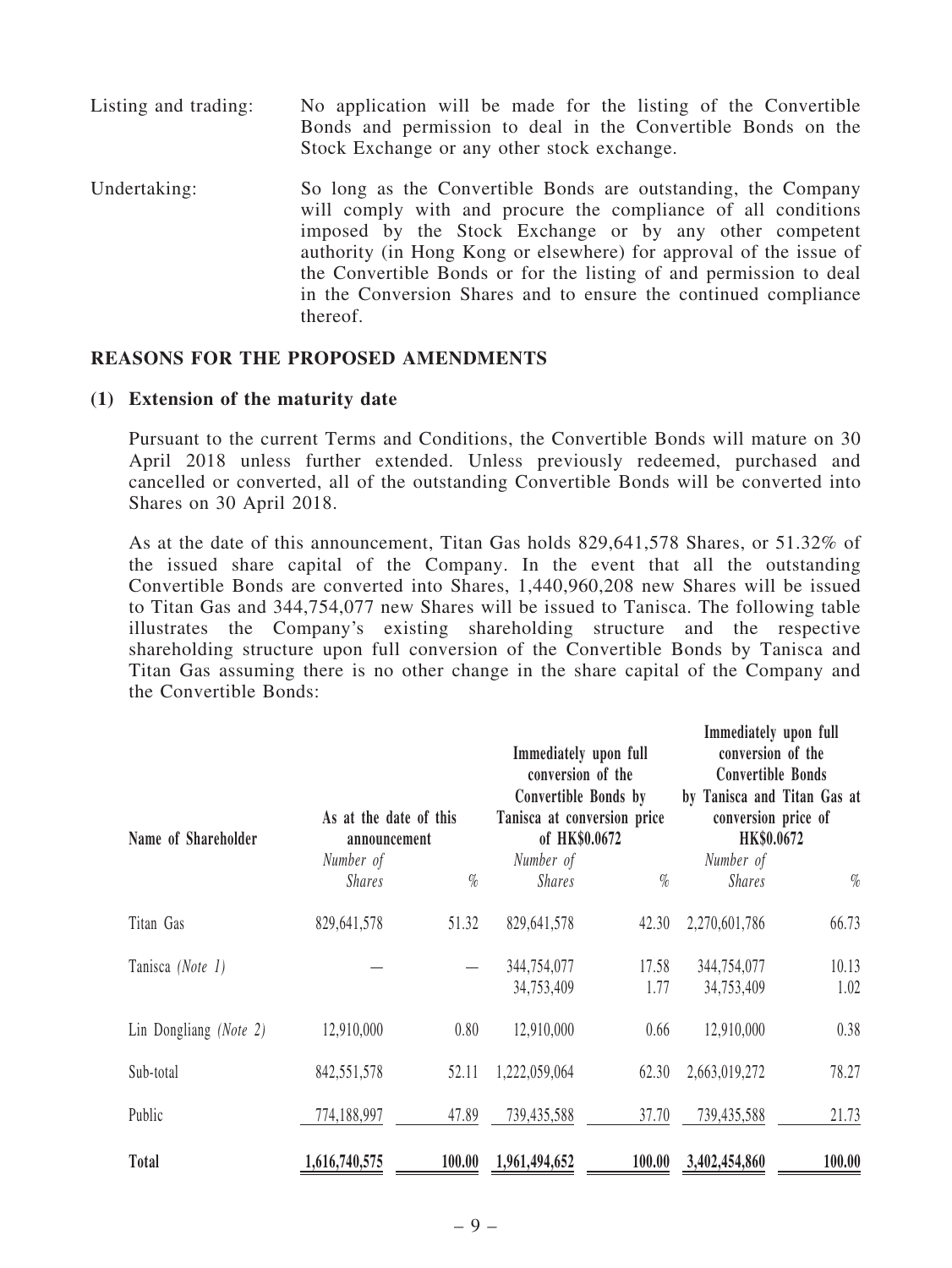Listing and trading: No application will be made for the listing of the Convertible Bonds and permission to deal in the Convertible Bonds on the Stock Exchange or any other stock exchange.

Undertaking: So long as the Convertible Bonds are outstanding, the Company will comply with and procure the compliance of all conditions imposed by the Stock Exchange or by any other competent authority (in Hong Kong or elsewhere) for approval of the issue of the Convertible Bonds or for the listing of and permission to deal in the Conversion Shares and to ensure the continued compliance thereof.

## REASONS FOR THE PROPOSED AMENDMENTS

### (1) Extension of the maturity date

Pursuant to the current Terms and Conditions, the Convertible Bonds will mature on 30 April 2018 unless further extended. Unless previously redeemed, purchased and cancelled or converted, all of the outstanding Convertible Bonds will be converted into Shares on 30 April 2018.

As at the date of this announcement, Titan Gas holds 829,641,578 Shares, or 51.32% of the issued share capital of the Company. In the event that all the outstanding Convertible Bonds are converted into Shares, 1,440,960,208 new Shares will be issued to Titan Gas and 344,754,077 new Shares will be issued to Tanisca. The following table illustrates the Company's existing shareholding structure and the respective shareholding structure upon full conversion of the Convertible Bonds by Tanisca and Titan Gas assuming there is no other change in the share capital of the Company and the Convertible Bonds:

| Name of Shareholder | As at the date of this announcement | | Immediately upon full conversion of the Convertible Bonds by Tanisca at conversion price of HK$0.0672 | | Immediately upon full conversion of the Convertible Bonds by Tanisca and Titan Gas at conversion price of HK$0.0672 | |
|---|---|---|---|---|---|---|
| | *Number of Shares* | *%* | *Number of Shares* | *%* | *Number of Shares* | *%* |
| Titan Gas | 829,641,578 | 51.32 | 829,641,578 | 42.30 | 2,270,601,786 | 66.73 |
| Tanisca *(Note 1)* | — | — | 344,754,077 | 17.58 | 344,754,077 | 10.13 |
| | | | 34,753,409 | 1.77 | 34,753,409 | 1.02 |
| Lin Dongliang *(Note 2)* | 12,910,000 | 0.80 | 12,910,000 | 0.66 | 12,910,000 | 0.38 |
| Sub-total | 842,551,578 | 52.11 | 1,222,059,064 | 62.30 | 2,663,019,272 | 78.27 |
| Public | 774,188,997 | 47.89 | 739,435,588 | 37.70 | 739,435,588 | 21.73 |
| **Total** | **1,616,740,575** | **100.00** | **1,961,494,652** | **100.00** | **3,402,454,860** | **100.00** |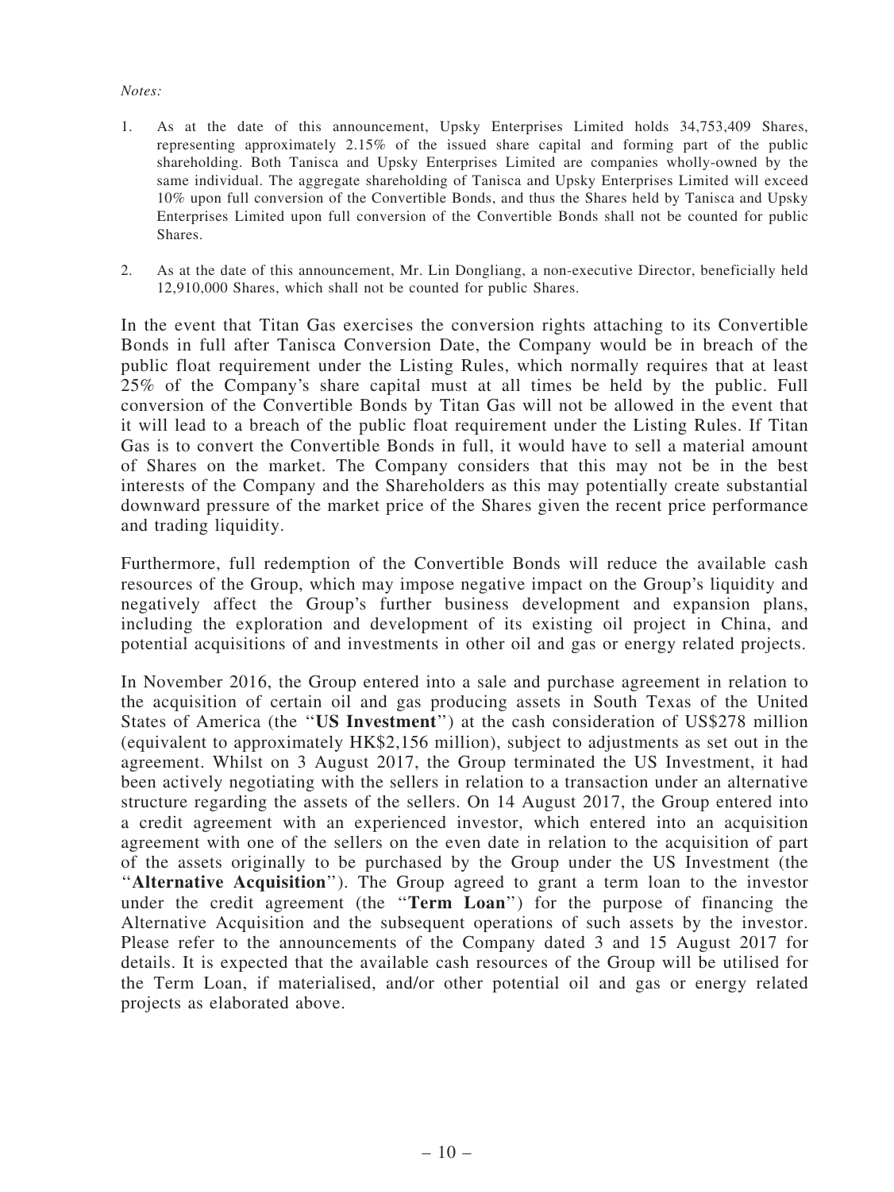*Notes:*

1. As at the date of this announcement, Upsky Enterprises Limited holds 34,753,409 Shares, representing approximately 2.15% of the issued share capital and forming part of the public shareholding. Both Tanisca and Upsky Enterprises Limited are companies wholly-owned by the same individual. The aggregate shareholding of Tanisca and Upsky Enterprises Limited will exceed 10% upon full conversion of the Convertible Bonds, and thus the Shares held by Tanisca and Upsky Enterprises Limited upon full conversion of the Convertible Bonds shall not be counted for public Shares.

2. As at the date of this announcement, Mr. Lin Dongliang, a non-executive Director, beneficially held 12,910,000 Shares, which shall not be counted for public Shares.

In the event that Titan Gas exercises the conversion rights attaching to its Convertible Bonds in full after Tanisca Conversion Date, the Company would be in breach of the public float requirement under the Listing Rules, which normally requires that at least 25% of the Company's share capital must at all times be held by the public. Full conversion of the Convertible Bonds by Titan Gas will not be allowed in the event that it will lead to a breach of the public float requirement under the Listing Rules. If Titan Gas is to convert the Convertible Bonds in full, it would have to sell a material amount of Shares on the market. The Company considers that this may not be in the best interests of the Company and the Shareholders as this may potentially create substantial downward pressure of the market price of the Shares given the recent price performance and trading liquidity.

Furthermore, full redemption of the Convertible Bonds will reduce the available cash resources of the Group, which may impose negative impact on the Group's liquidity and negatively affect the Group's further business development and expansion plans, including the exploration and development of its existing oil project in China, and potential acquisitions of and investments in other oil and gas or energy related projects.

In November 2016, the Group entered into a sale and purchase agreement in relation to the acquisition of certain oil and gas producing assets in South Texas of the United States of America (the "**US Investment**") at the cash consideration of US$278 million (equivalent to approximately HK$2,156 million), subject to adjustments as set out in the agreement. Whilst on 3 August 2017, the Group terminated the US Investment, it had been actively negotiating with the sellers in relation to a transaction under an alternative structure regarding the assets of the sellers. On 14 August 2017, the Group entered into a credit agreement with an experienced investor, which entered into an acquisition agreement with one of the sellers on the even date in relation to the acquisition of part of the assets originally to be purchased by the Group under the US Investment (the "**Alternative Acquisition**"). The Group agreed to grant a term loan to the investor under the credit agreement (the "**Term Loan**") for the purpose of financing the Alternative Acquisition and the subsequent operations of such assets by the investor. Please refer to the announcements of the Company dated 3 and 15 August 2017 for details. It is expected that the available cash resources of the Group will be utilised for the Term Loan, if materialised, and/or other potential oil and gas or energy related projects as elaborated above.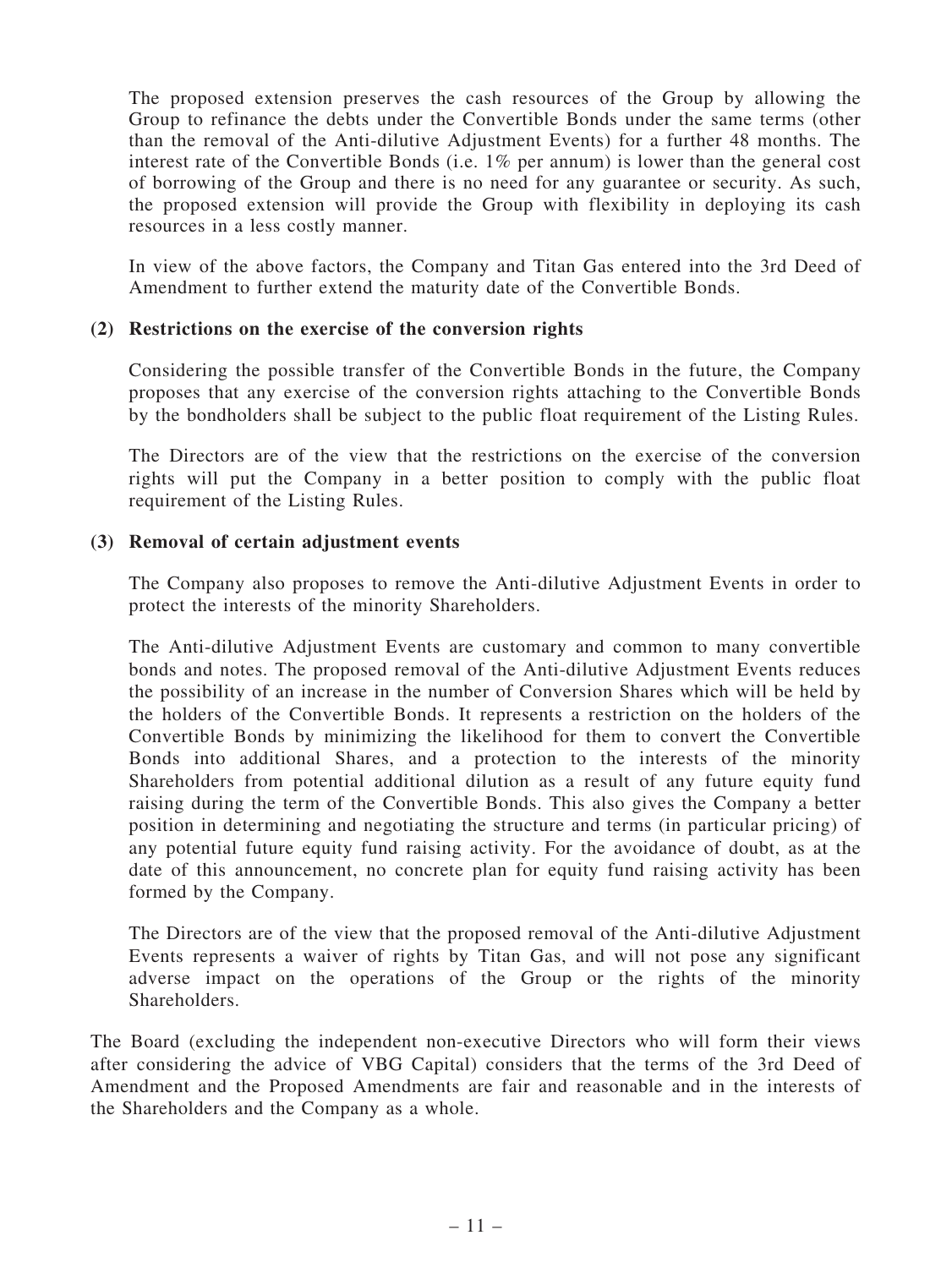The proposed extension preserves the cash resources of the Group by allowing the Group to refinance the debts under the Convertible Bonds under the same terms (other than the removal of the Anti-dilutive Adjustment Events) for a further 48 months. The interest rate of the Convertible Bonds (i.e. 1% per annum) is lower than the general cost of borrowing of the Group and there is no need for any guarantee or security. As such, the proposed extension will provide the Group with flexibility in deploying its cash resources in a less costly manner.

In view of the above factors, the Company and Titan Gas entered into the 3rd Deed of Amendment to further extend the maturity date of the Convertible Bonds.

**(2) Restrictions on the exercise of the conversion rights**

Considering the possible transfer of the Convertible Bonds in the future, the Company proposes that any exercise of the conversion rights attaching to the Convertible Bonds by the bondholders shall be subject to the public float requirement of the Listing Rules.

The Directors are of the view that the restrictions on the exercise of the conversion rights will put the Company in a better position to comply with the public float requirement of the Listing Rules.

**(3) Removal of certain adjustment events**

The Company also proposes to remove the Anti-dilutive Adjustment Events in order to protect the interests of the minority Shareholders.

The Anti-dilutive Adjustment Events are customary and common to many convertible bonds and notes. The proposed removal of the Anti-dilutive Adjustment Events reduces the possibility of an increase in the number of Conversion Shares which will be held by the holders of the Convertible Bonds. It represents a restriction on the holders of the Convertible Bonds by minimizing the likelihood for them to convert the Convertible Bonds into additional Shares, and a protection to the interests of the minority Shareholders from potential additional dilution as a result of any future equity fund raising during the term of the Convertible Bonds. This also gives the Company a better position in determining and negotiating the structure and terms (in particular pricing) of any potential future equity fund raising activity. For the avoidance of doubt, as at the date of this announcement, no concrete plan for equity fund raising activity has been formed by the Company.

The Directors are of the view that the proposed removal of the Anti-dilutive Adjustment Events represents a waiver of rights by Titan Gas, and will not pose any significant adverse impact on the operations of the Group or the rights of the minority Shareholders.

The Board (excluding the independent non-executive Directors who will form their views after considering the advice of VBG Capital) considers that the terms of the 3rd Deed of Amendment and the Proposed Amendments are fair and reasonable and in the interests of the Shareholders and the Company as a whole.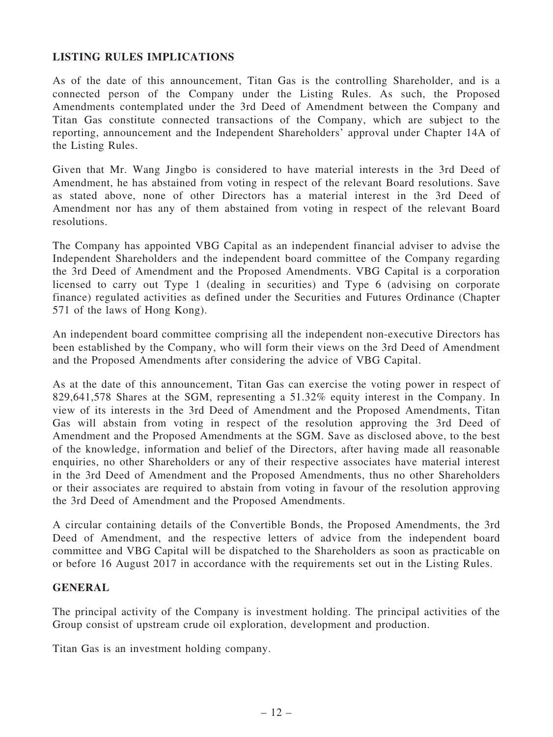## LISTING RULES IMPLICATIONS

As of the date of this announcement, Titan Gas is the controlling Shareholder, and is a connected person of the Company under the Listing Rules. As such, the Proposed Amendments contemplated under the 3rd Deed of Amendment between the Company and Titan Gas constitute connected transactions of the Company, which are subject to the reporting, announcement and the Independent Shareholders' approval under Chapter 14A of the Listing Rules.

Given that Mr. Wang Jingbo is considered to have material interests in the 3rd Deed of Amendment, he has abstained from voting in respect of the relevant Board resolutions. Save as stated above, none of other Directors has a material interest in the 3rd Deed of Amendment nor has any of them abstained from voting in respect of the relevant Board resolutions.

The Company has appointed VBG Capital as an independent financial adviser to advise the Independent Shareholders and the independent board committee of the Company regarding the 3rd Deed of Amendment and the Proposed Amendments. VBG Capital is a corporation licensed to carry out Type 1 (dealing in securities) and Type 6 (advising on corporate finance) regulated activities as defined under the Securities and Futures Ordinance (Chapter 571 of the laws of Hong Kong).

An independent board committee comprising all the independent non-executive Directors has been established by the Company, who will form their views on the 3rd Deed of Amendment and the Proposed Amendments after considering the advice of VBG Capital.

As at the date of this announcement, Titan Gas can exercise the voting power in respect of 829,641,578 Shares at the SGM, representing a 51.32% equity interest in the Company. In view of its interests in the 3rd Deed of Amendment and the Proposed Amendments, Titan Gas will abstain from voting in respect of the resolution approving the 3rd Deed of Amendment and the Proposed Amendments at the SGM. Save as disclosed above, to the best of the knowledge, information and belief of the Directors, after having made all reasonable enquiries, no other Shareholders or any of their respective associates have material interest in the 3rd Deed of Amendment and the Proposed Amendments, thus no other Shareholders or their associates are required to abstain from voting in favour of the resolution approving the 3rd Deed of Amendment and the Proposed Amendments.

A circular containing details of the Convertible Bonds, the Proposed Amendments, the 3rd Deed of Amendment, and the respective letters of advice from the independent board committee and VBG Capital will be dispatched to the Shareholders as soon as practicable on or before 16 August 2017 in accordance with the requirements set out in the Listing Rules.

## GENERAL

The principal activity of the Company is investment holding. The principal activities of the Group consist of upstream crude oil exploration, development and production.

Titan Gas is an investment holding company.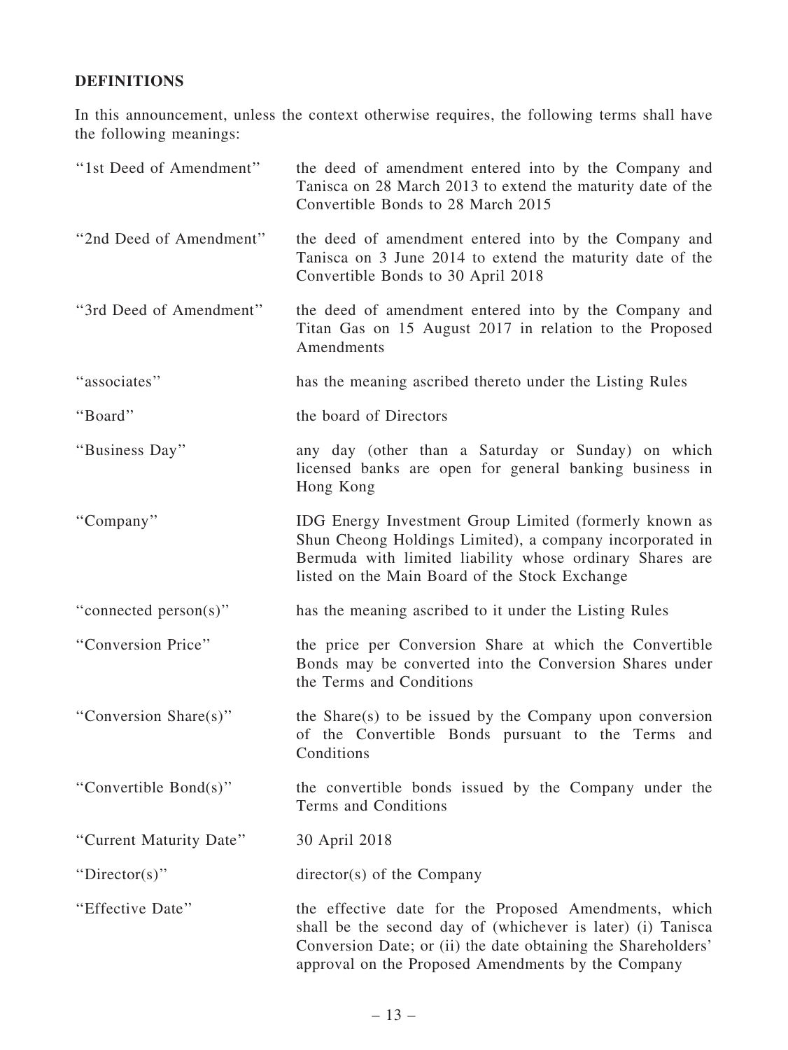# DEFINITIONS

In this announcement, unless the context otherwise requires, the following terms shall have the following meanings:

| | |
|---|---|
| "1st Deed of Amendment" | the deed of amendment entered into by the Company and Tanisca on 28 March 2013 to extend the maturity date of the Convertible Bonds to 28 March 2015 |
| "2nd Deed of Amendment" | the deed of amendment entered into by the Company and Tanisca on 3 June 2014 to extend the maturity date of the Convertible Bonds to 30 April 2018 |
| "3rd Deed of Amendment" | the deed of amendment entered into by the Company and Titan Gas on 15 August 2017 in relation to the Proposed Amendments |
| "associates" | has the meaning ascribed thereto under the Listing Rules |
| "Board" | the board of Directors |
| "Business Day" | any day (other than a Saturday or Sunday) on which licensed banks are open for general banking business in Hong Kong |
| "Company" | IDG Energy Investment Group Limited (formerly known as Shun Cheong Holdings Limited), a company incorporated in Bermuda with limited liability whose ordinary Shares are listed on the Main Board of the Stock Exchange |
| "connected person(s)" | has the meaning ascribed to it under the Listing Rules |
| "Conversion Price" | the price per Conversion Share at which the Convertible Bonds may be converted into the Conversion Shares under the Terms and Conditions |
| "Conversion Share(s)" | the Share(s) to be issued by the Company upon conversion of the Convertible Bonds pursuant to the Terms and Conditions |
| "Convertible Bond(s)" | the convertible bonds issued by the Company under the Terms and Conditions |
| "Current Maturity Date" | 30 April 2018 |
| "Director(s)" | director(s) of the Company |
| "Effective Date" | the effective date for the Proposed Amendments, which shall be the second day of (whichever is later) (i) Tanisca Conversion Date; or (ii) the date obtaining the Shareholders' approval on the Proposed Amendments by the Company |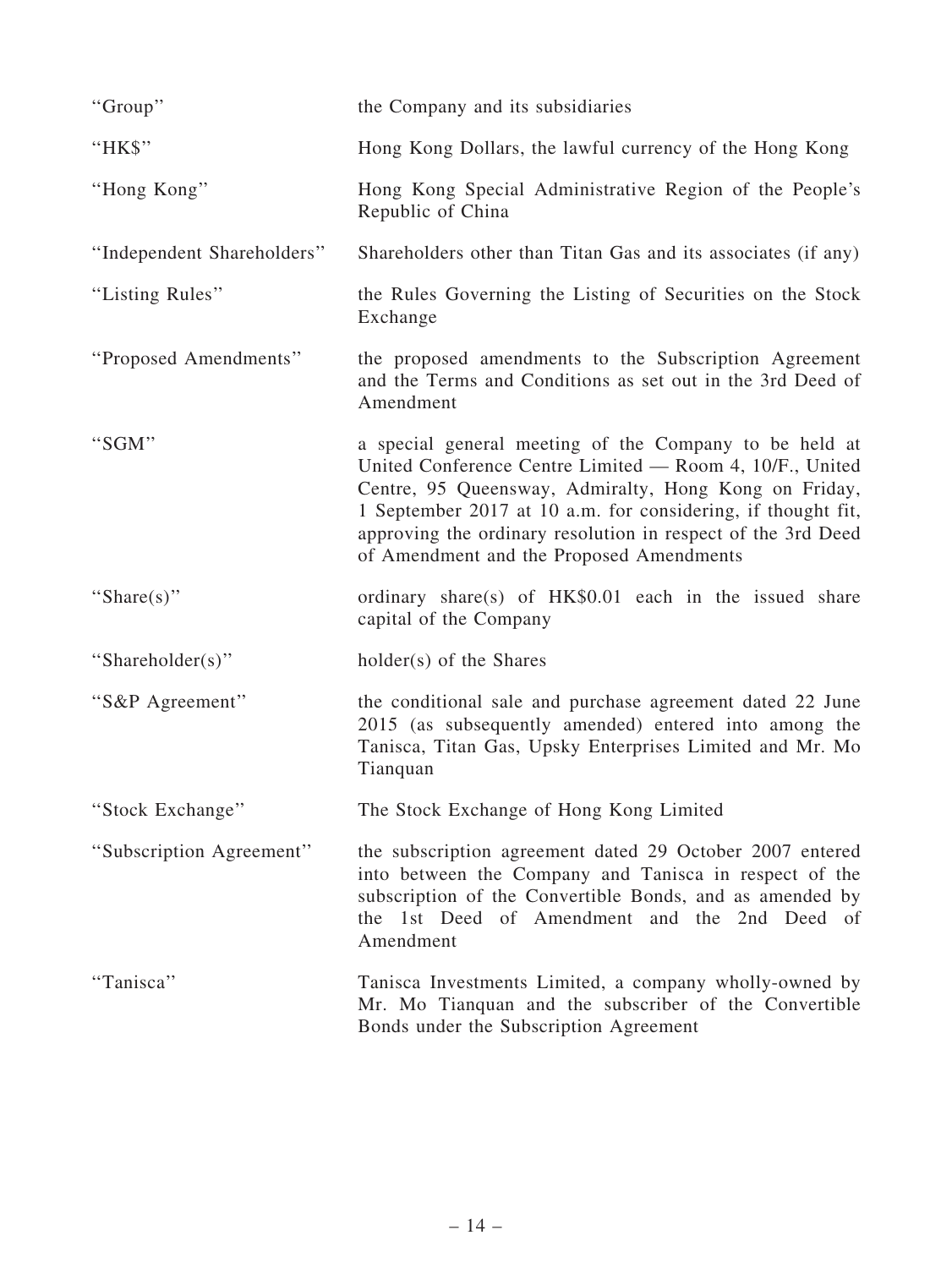| | |
|---|---|
| "Group" | the Company and its subsidiaries |
| "HK$" | Hong Kong Dollars, the lawful currency of the Hong Kong |
| "Hong Kong" | Hong Kong Special Administrative Region of the People's Republic of China |
| "Independent Shareholders" | Shareholders other than Titan Gas and its associates (if any) |
| "Listing Rules" | the Rules Governing the Listing of Securities on the Stock Exchange |
| "Proposed Amendments" | the proposed amendments to the Subscription Agreement and the Terms and Conditions as set out in the 3rd Deed of Amendment |
| "SGM" | a special general meeting of the Company to be held at United Conference Centre Limited — Room 4, 10/F., United Centre, 95 Queensway, Admiralty, Hong Kong on Friday, 1 September 2017 at 10 a.m. for considering, if thought fit, approving the ordinary resolution in respect of the 3rd Deed of Amendment and the Proposed Amendments |
| "Share(s)" | ordinary share(s) of HK$0.01 each in the issued share capital of the Company |
| "Shareholder(s)" | holder(s) of the Shares |
| "S&P Agreement" | the conditional sale and purchase agreement dated 22 June 2015 (as subsequently amended) entered into among the Tanisca, Titan Gas, Upsky Enterprises Limited and Mr. Mo Tianquan |
| "Stock Exchange" | The Stock Exchange of Hong Kong Limited |
| "Subscription Agreement" | the subscription agreement dated 29 October 2007 entered into between the Company and Tanisca in respect of the subscription of the Convertible Bonds, and as amended by the 1st Deed of Amendment and the 2nd Deed of Amendment |
| "Tanisca" | Tanisca Investments Limited, a company wholly-owned by Mr. Mo Tianquan and the subscriber of the Convertible Bonds under the Subscription Agreement |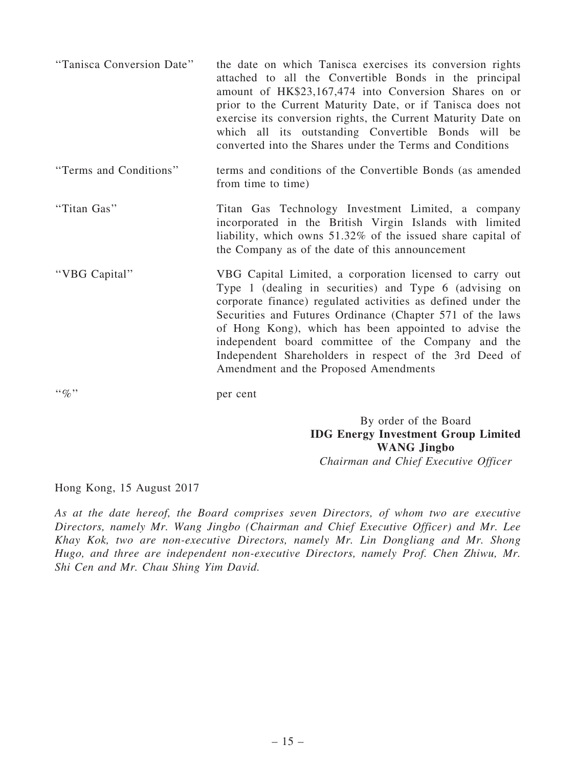| | |
|---|---|
| "Tanisca Conversion Date" | the date on which Tanisca exercises its conversion rights attached to all the Convertible Bonds in the principal amount of HK$23,167,474 into Conversion Shares on or prior to the Current Maturity Date, or if Tanisca does not exercise its conversion rights, the Current Maturity Date on which all its outstanding Convertible Bonds will be converted into the Shares under the Terms and Conditions |
| "Terms and Conditions" | terms and conditions of the Convertible Bonds (as amended from time to time) |
| "Titan Gas" | Titan Gas Technology Investment Limited, a company incorporated in the British Virgin Islands with limited liability, which owns 51.32% of the issued share capital of the Company as of the date of this announcement |
| "VBG Capital" | VBG Capital Limited, a corporation licensed to carry out Type 1 (dealing in securities) and Type 6 (advising on corporate finance) regulated activities as defined under the Securities and Futures Ordinance (Chapter 571 of the laws of Hong Kong), which has been appointed to advise the independent board committee of the Company and the Independent Shareholders in respect of the 3rd Deed of Amendment and the Proposed Amendments |
| "%" | per cent |

By order of the Board
**IDG Energy Investment Group Limited**
**WANG Jingbo**
*Chairman and Chief Executive Officer*

Hong Kong, 15 August 2017

*As at the date hereof, the Board comprises seven Directors, of whom two are executive Directors, namely Mr. Wang Jingbo (Chairman and Chief Executive Officer) and Mr. Lee Khay Kok, two are non-executive Directors, namely Mr. Lin Dongliang and Mr. Shong Hugo, and three are independent non-executive Directors, namely Prof. Chen Zhiwu, Mr. Shi Cen and Mr. Chau Shing Yim David.*